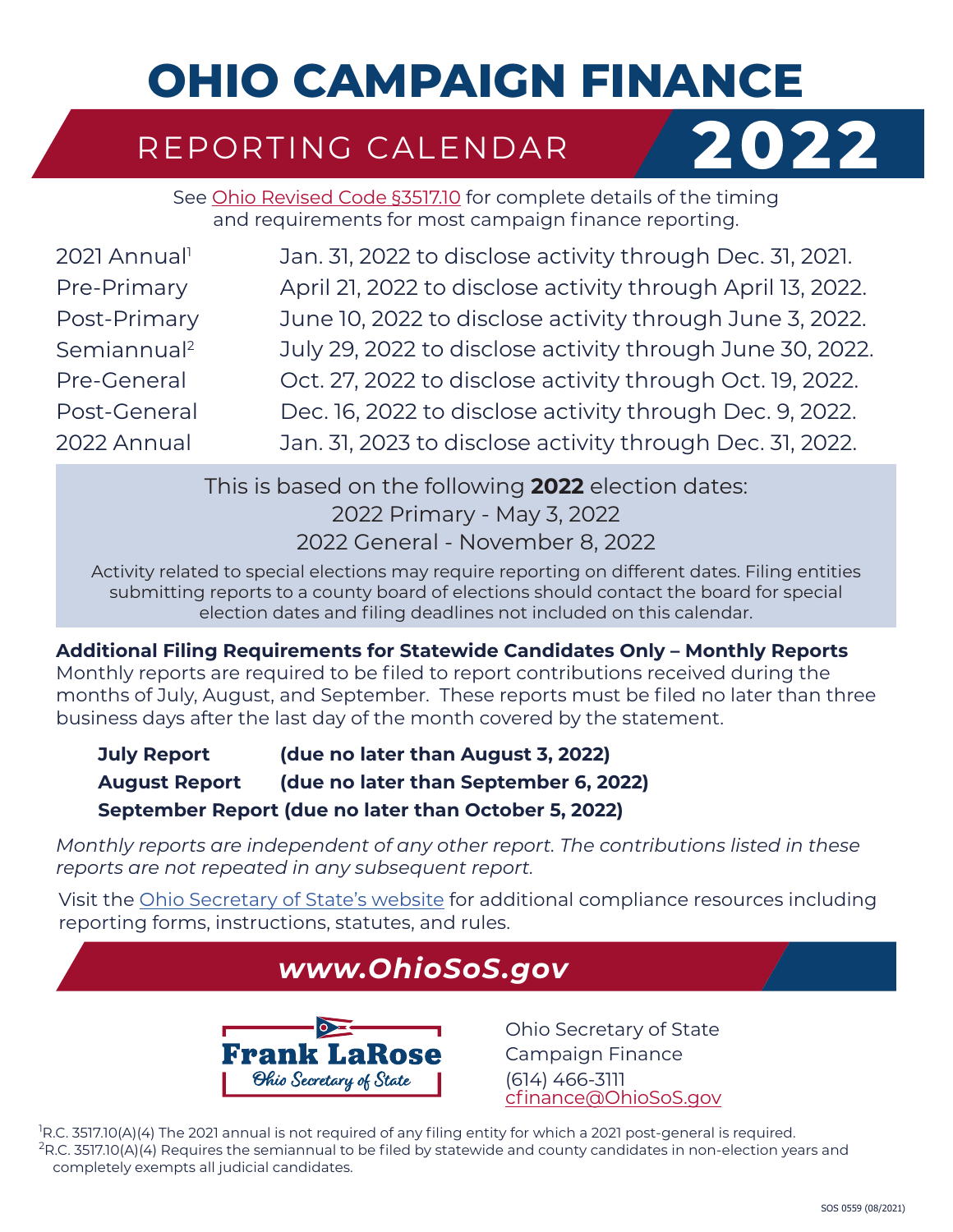# OHIO CAMPAIGN FINANCE

## REPORTING CALENDAR 2022

See Ohio Revised Code §3517.10 for complete details of the timing and requirements for most campaign finance reporting.

| | |
|---|---|
| 2021 Annual[1] | Jan. 31, 2022 to disclose activity through Dec. 31, 2021. |
| Pre-Primary | April 21, 2022 to disclose activity through April 13, 2022. |
| Post-Primary | June 10, 2022 to disclose activity through June 3, 2022. |
| Semiannual[2] | July 29, 2022 to disclose activity through June 30, 2022. |
| Pre-General | Oct. 27, 2022 to disclose activity through Oct. 19, 2022. |
| Post-General | Dec. 16, 2022 to disclose activity through Dec. 9, 2022. |
| 2022 Annual | Jan. 31, 2023 to disclose activity through Dec. 31, 2022. |

This is based on the following **2022** election dates:
2022 Primary - May 3, 2022
2022 General - November 8, 2022

Activity related to special elections may require reporting on different dates. Filing entities submitting reports to a county board of elections should contact the board for special election dates and filing deadlines not included on this calendar.

**Additional Filing Requirements for Statewide Candidates Only – Monthly Reports**
Monthly reports are required to be filed to report contributions received during the months of July, August, and September. These reports must be filed no later than three business days after the last day of the month covered by the statement.

**July Report (due no later than August 3, 2022)**
**August Report (due no later than September 6, 2022)**
**September Report (due no later than October 5, 2022)**

*Monthly reports are independent of any other report. The contributions listed in these reports are not repeated in any subsequent report.*

Visit the Ohio Secretary of State's website for additional compliance resources including reporting forms, instructions, statutes, and rules.

***www.OhioSoS.gov***

Frank LaRose
Ohio Secretary of State

Ohio Secretary of State
Campaign Finance
(614) 466-3111
cfinance@OhioSoS.gov

[1]R.C. 3517.10(A)(4) The 2021 annual is not required of any filing entity for which a 2021 post-general is required.
[2]R.C. 3517.10(A)(4) Requires the semiannual to be filed by statewide and county candidates in non-election years and completely exempts all judicial candidates.

SOS 0559 (08/2021)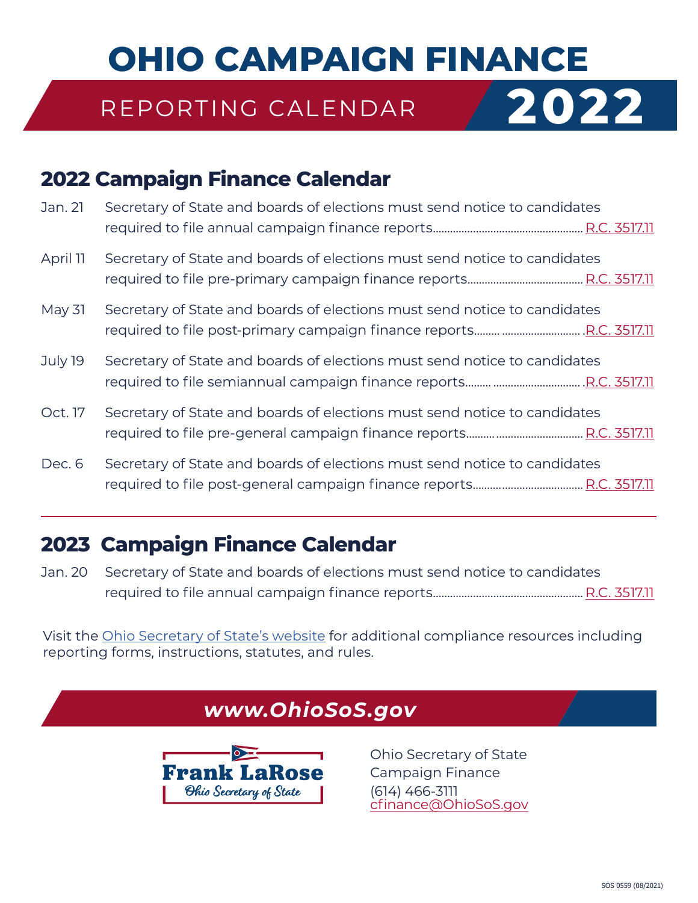# OHIO CAMPAIGN FINANCE

## REPORTING CALENDAR 2022

## 2022 Campaign Finance Calendar

| | | |
|---|---|---|
| Jan. 21 | Secretary of State and boards of elections must send notice to candidates required to file annual campaign finance reports | R.C. 3517.11 |
| April 11 | Secretary of State and boards of elections must send notice to candidates required to file pre-primary campaign finance reports | R.C. 3517.11 |
| May 31 | Secretary of State and boards of elections must send notice to candidates required to file post-primary campaign finance reports | R.C. 3517.11 |
| July 19 | Secretary of State and boards of elections must send notice to candidates required to file semiannual campaign finance reports | R.C. 3517.11 |
| Oct. 17 | Secretary of State and boards of elections must send notice to candidates required to file pre-general campaign finance reports | R.C. 3517.11 |
| Dec. 6 | Secretary of State and boards of elections must send notice to candidates required to file post-general campaign finance reports | R.C. 3517.11 |

## 2023 Campaign Finance Calendar

| | | |
|---|---|---|
| Jan. 20 | Secretary of State and boards of elections must send notice to candidates required to file annual campaign finance reports | R.C. 3517.11 |

Visit the Ohio Secretary of State's website for additional compliance resources including reporting forms, instructions, statutes, and rules.

***www.OhioSoS.gov***

Frank LaRose
Ohio Secretary of State

Ohio Secretary of State
Campaign Finance
(614) 466-3111
cfinance@OhioSoS.gov

SOS 0559 (08/2021)